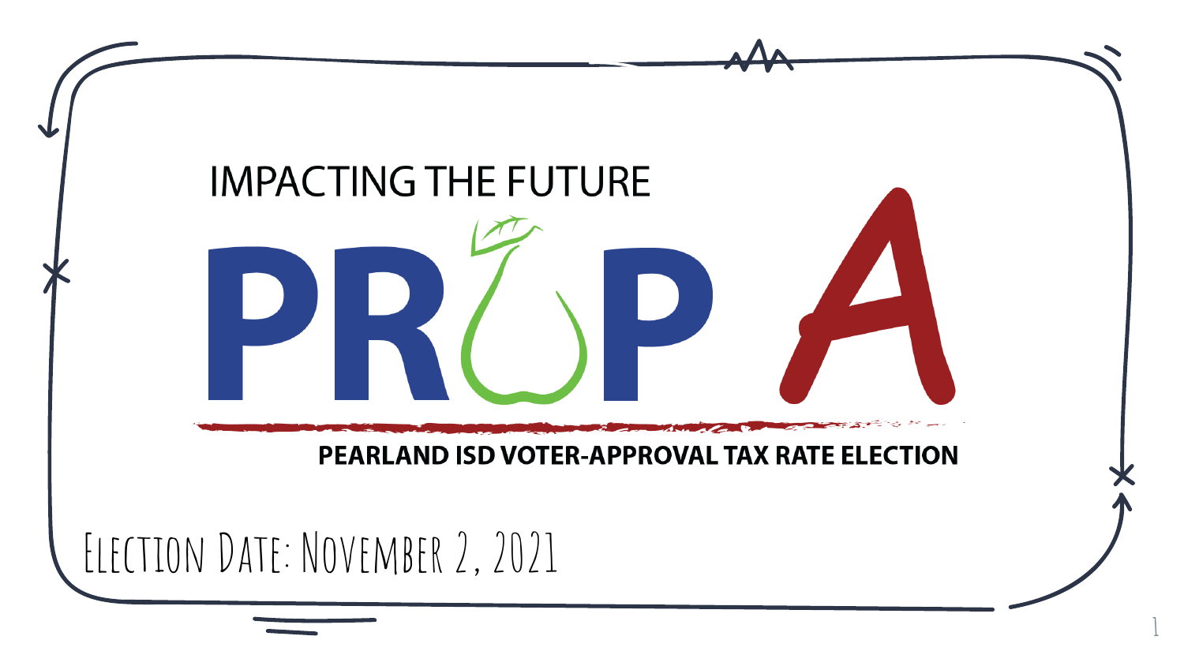IMPACTING THE FUTURE

# PROP A

**PEARLAND ISD VOTER-APPROVAL TAX RATE ELECTION**

Election Date: November 2, 2021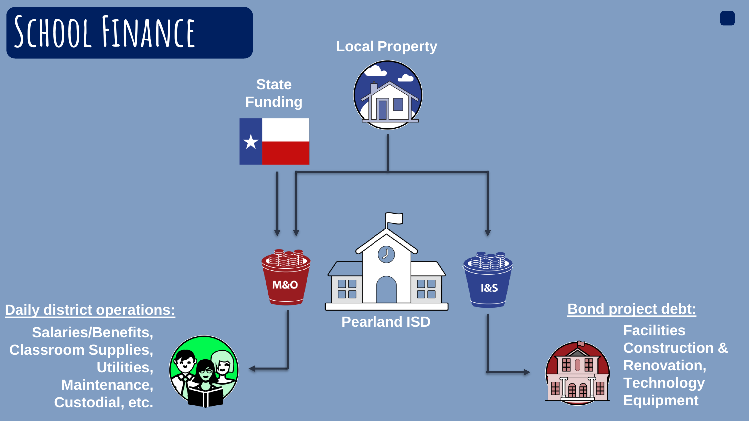# School Finance

State Funding

Local Property

M&O

Pearland ISD

I&S

**Daily district operations:**

Salaries/Benefits,
Classroom Supplies,
Utilities,
Maintenance,
Custodial, etc.

**Bond project debt:**

Facilities
Construction &
Renovation,
Technology
Equipment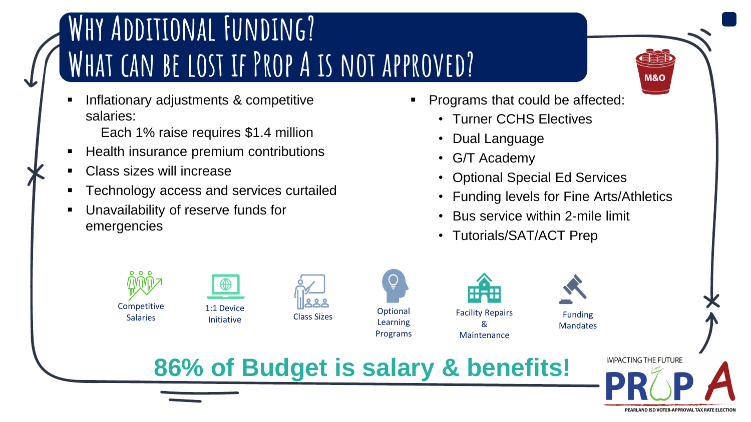# Why Additional Funding?
# What can be lost if Prop A is not approved?

- Inflationary adjustments & competitive salaries:
  Each 1% raise requires $1.4 million
- Health insurance premium contributions
- Class sizes will increase
- Technology access and services curtailed
- Unavailability of reserve funds for emergencies

- Programs that could be affected:
  - Turner CCHS Electives
  - Dual Language
  - G/T Academy
  - Optional Special Ed Services
  - Funding levels for Fine Arts/Athletics
  - Bus service within 2-mile limit
  - Tutorials/SAT/ACT Prep

M&O

Competitive Salaries

1:1 Device Initiative

Class Sizes

Optional Learning Programs

Facility Repairs & Maintenance

Funding Mandates

**86% of Budget is salary & benefits!**

IMPACTING THE FUTURE

PROP A

PEARLAND ISD VOTER-APPROVAL TAX RATE ELECTION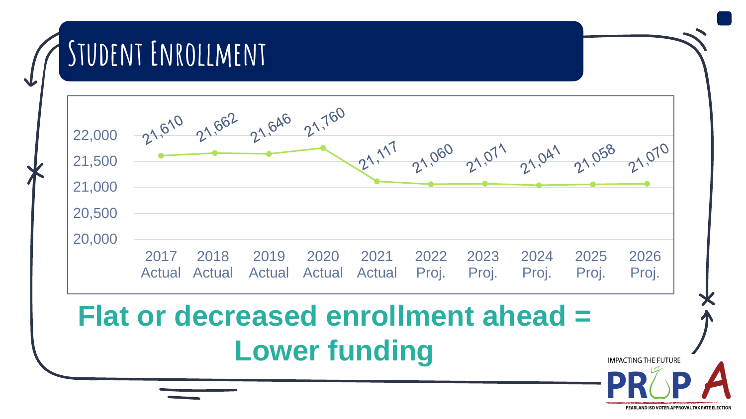# Student Enrollment

| Year | Enrollment |
| --- | --- |
| 2017 Actual | 21,610 |
| 2018 Actual | 21,662 |
| 2019 Actual | 21,646 |
| 2020 Actual | 21,760 |
| 2021 Actual | 21,117 |
| 2022 Proj. | 21,060 |
| 2023 Proj. | 21,071 |
| 2024 Proj. | 21,041 |
| 2025 Proj. | 21,058 |
| 2026 Proj. | 21,070 |

**Flat or decreased enrollment ahead = Lower funding**

IMPACTING THE FUTURE

PROP A

PEARLAND ISD VOTER-APPROVAL TAX RATE ELECTION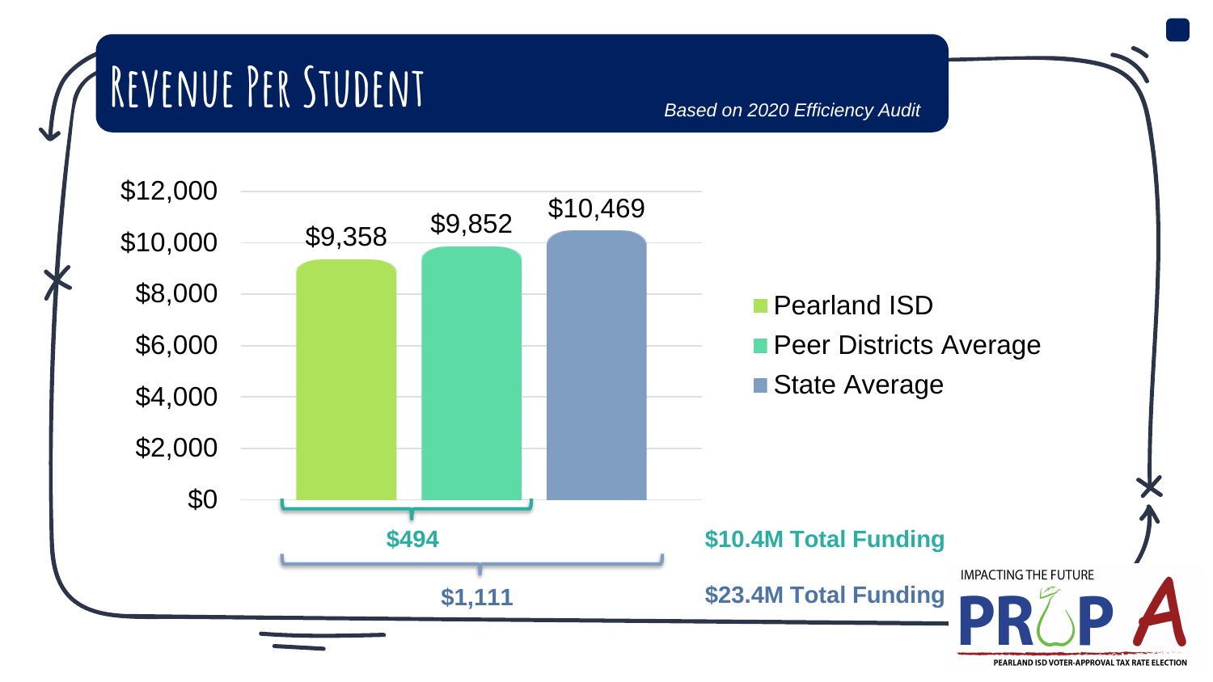# Revenue Per Student

*Based on 2020 Efficiency Audit*

| | Revenue Per Student |
|---|---|
| Pearland ISD | $9,358 |
| Peer Districts Average | $9,852 |
| State Average | $10,469 |

**$494** — **$10.4M Total Funding**

**$1,111** — **$23.4M Total Funding**

IMPACTING THE FUTURE

PROP A

PEARLAND ISD VOTER-APPROVAL TAX RATE ELECTION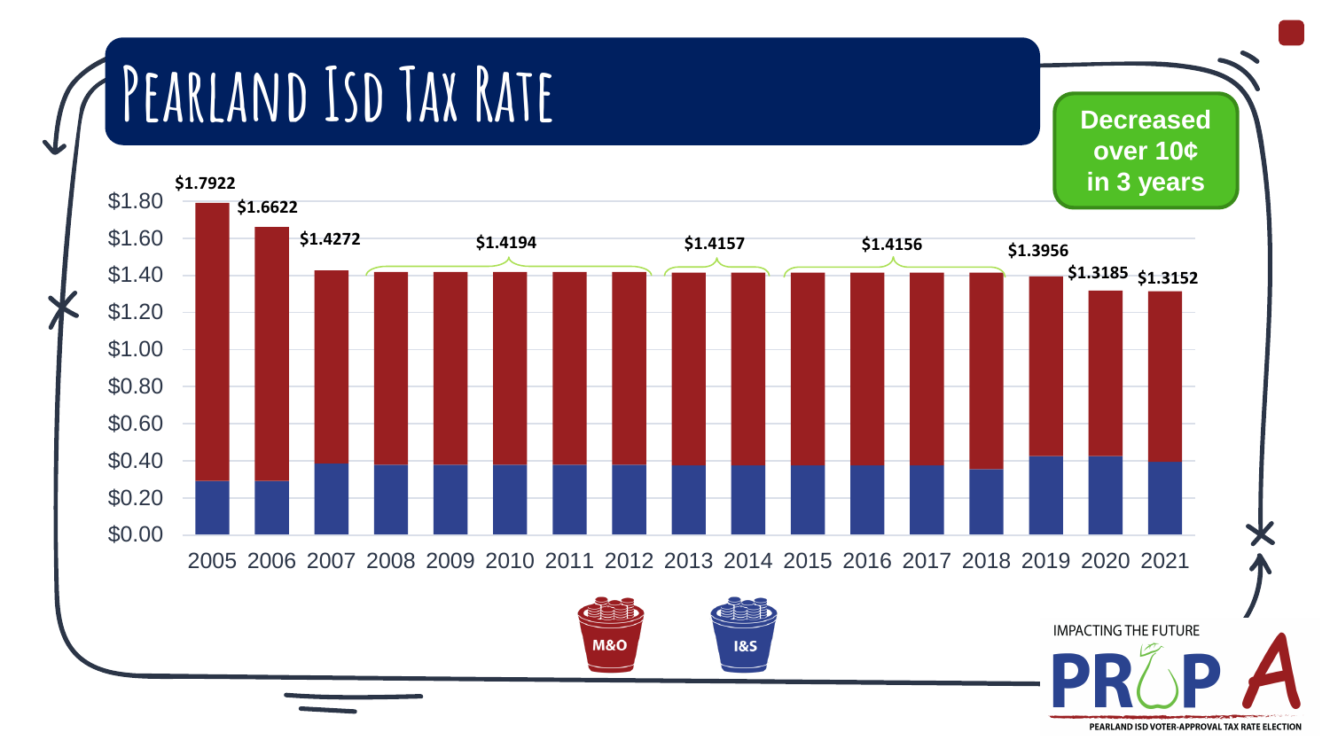# Pearland ISD Tax Rate

**Decreased over 10¢ in 3 years**

| Year | Tax Rate |
|---|---|
| 2005 | $1.7922 |
| 2006 | $1.6622 |
| 2007 | $1.4272 |
| 2008–2012 | $1.4194 |
| 2013–2014 | $1.4157 |
| 2015–2018 | $1.4156 |
| 2019 | $1.3956 |
| 2020 | $1.3185 |
| 2021 | $1.3152 |

M&O　I&S

IMPACTING THE FUTURE

PROP A

PEARLAND ISD VOTER-APPROVAL TAX RATE ELECTION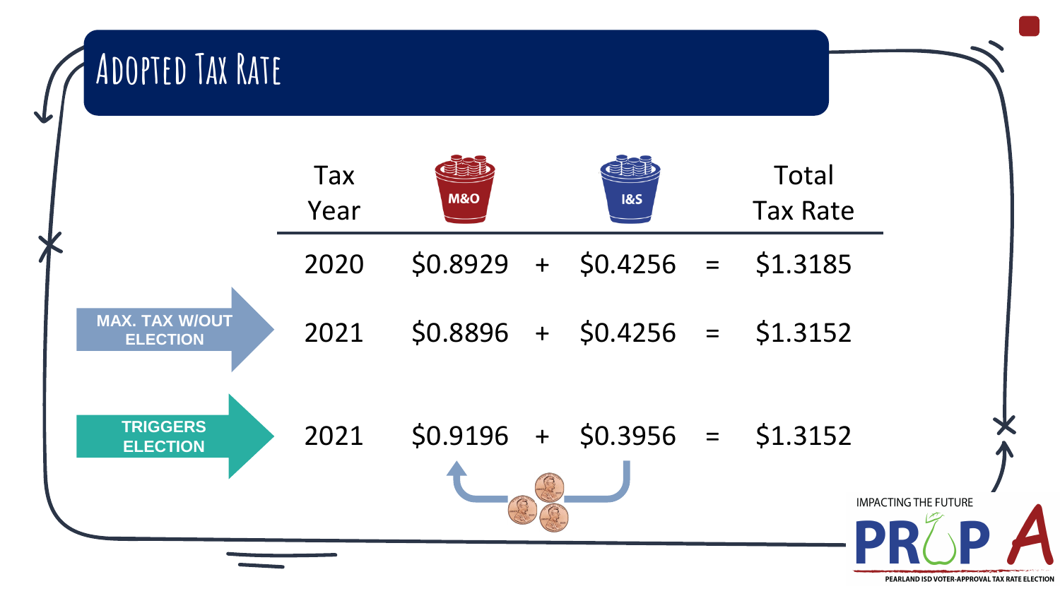# Adopted Tax Rate

| | Tax Year | M&O | | I&S | | Total Tax Rate |
|---|---|---|---|---|---|---|
| | 2020 | $0.8929 | + | $0.4256 | = | $1.3185 |
| MAX. TAX W/OUT ELECTION | 2021 | $0.8896 | + | $0.4256 | = | $1.3152 |
| TRIGGERS ELECTION | 2021 | $0.9196 | + | $0.3956 | = | $1.3152 |

IMPACTING THE FUTURE

PROP A

PEARLAND ISD VOTER-APPROVAL TAX RATE ELECTION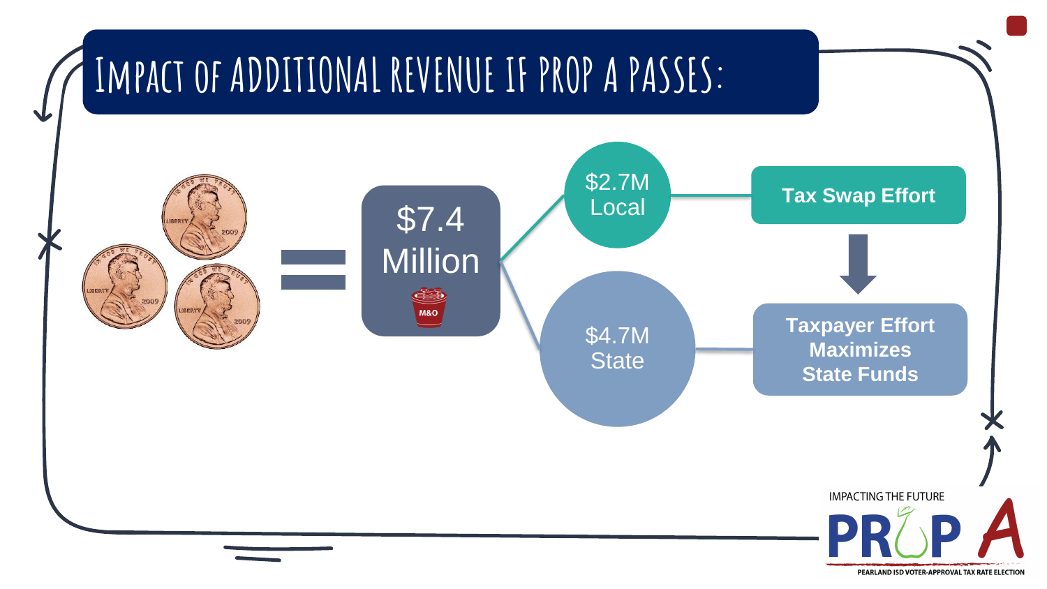# Impact of additional revenue if Prop A passes:

= **$7.4 Million** (M&O)

- **$2.7M Local** → **Tax Swap Effort**
- **$4.7M State** → **Taxpayer Effort Maximizes State Funds**

IMPACTING THE FUTURE

PROP A

PEARLAND ISD VOTER-APPROVAL TAX RATE ELECTION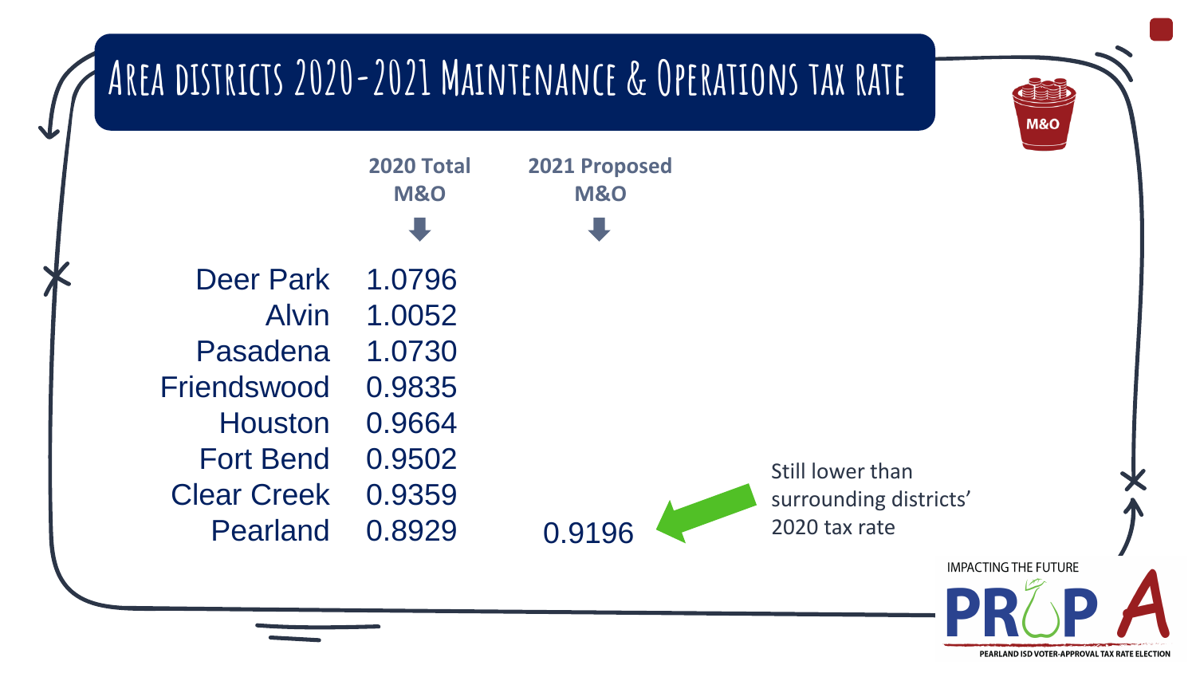# Area districts 2020-2021 Maintenance & Operations tax rate

M&O

| | 2020 Total M&O | 2021 Proposed M&O |
|---|---|---|
| Deer Park | 1.0796 | |
| Alvin | 1.0052 | |
| Pasadena | 1.0730 | |
| Friendswood | 0.9835 | |
| Houston | 0.9664 | |
| Fort Bend | 0.9502 | |
| Clear Creek | 0.9359 | |
| Pearland | 0.8929 | 0.9196 |

Still lower than surrounding districts' 2020 tax rate

IMPACTING THE FUTURE

PROP A

PEARLAND ISD VOTER-APPROVAL TAX RATE ELECTION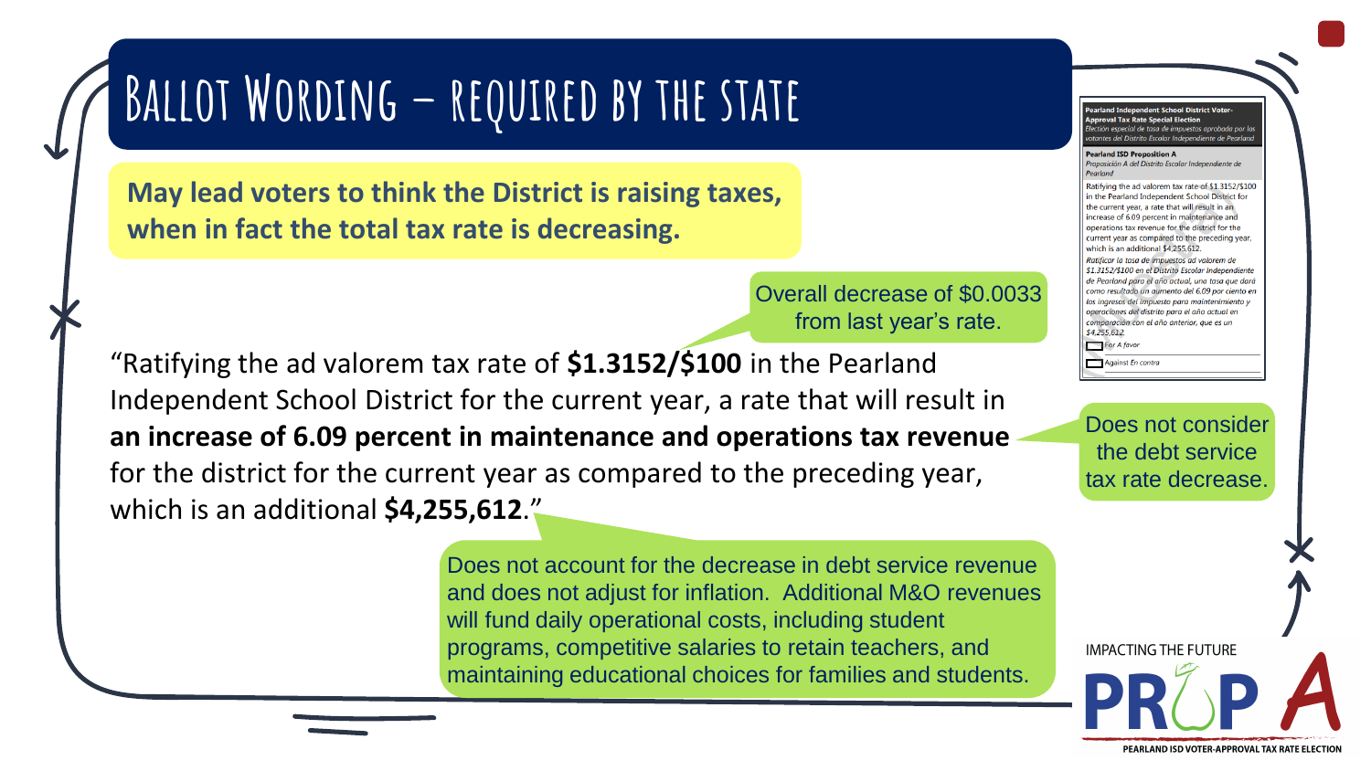# Ballot Wording – required by the state

**May lead voters to think the District is raising taxes, when in fact the total tax rate is decreasing.**

Overall decrease of $0.0033 from last year's rate.

"Ratifying the ad valorem tax rate of **$1.3152/$100** in the Pearland Independent School District for the current year, a rate that will result in **an increase of 6.09 percent in maintenance and operations tax revenue** for the district for the current year as compared to the preceding year, which is an additional **$4,255,612**."

Does not consider the debt service tax rate decrease.

Does not account for the decrease in debt service revenue and does not adjust for inflation. Additional M&O revenues will fund daily operational costs, including student programs, competitive salaries to retain teachers, and maintaining educational choices for families and students.

**Pearland Independent School District Voter-Approval Tax Rate Special Election**

*Elección especial de tasa de impuestos aprobada por los votantes del Distrito Escolar Independiente de Pearland*

**Pearland ISD Proposition A**

*Proposición A del Distrito Escolar Independiente de Pearland*

Ratifying the ad valorem tax rate of $1.3152/$100 in the Pearland Independent School District for the current year, a rate that will result in an increase of 6.09 percent in maintenance and operations tax revenue for the district for the current year as compared to the preceding year, which is an additional $4,255,612.

*Ratificar la tasa de impuestos ad valorem de $1.3152/$100 en el Distrito Escolar Independiente de Pearland para el año actual, una tasa que dará como resultado un aumento del 6.09 por ciento en los ingresos del impuesto para mantenimiento y operaciones del distrito para el año actual en comparación con el año anterior, que es un $4,255,612.*

☐ For *A favor*

☐ Against *En contra*

IMPACTING THE FUTURE

PROP A

PEARLAND ISD VOTER-APPROVAL TAX RATE ELECTION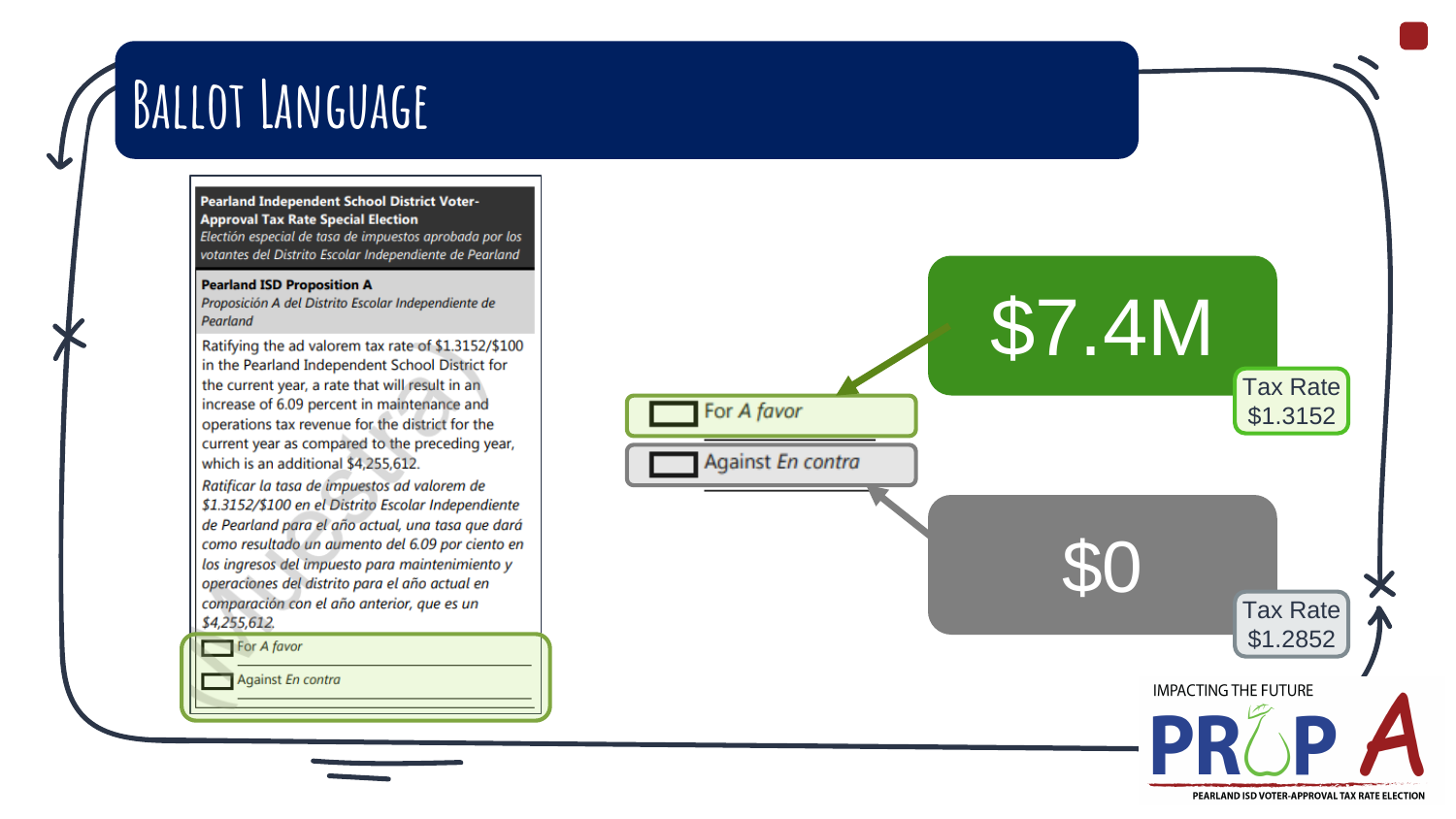# Ballot Language

**Pearland Independent School District Voter-Approval Tax Rate Special Election**
*Elección especial de tasa de impuestos aprobada por los votantes del Distrito Escolar Independiente de Pearland*

**Pearland ISD Proposition A**
*Proposición A del Distrito Escolar Independiente de Pearland*

Ratifying the ad valorem tax rate of $1.3152/$100 in the Pearland Independent School District for the current year, a rate that will result in an increase of 6.09 percent in maintenance and operations tax revenue for the district for the current year as compared to the preceding year, which is an additional $4,255,612.

*Ratificar la tasa de impuestos ad valorem de $1.3152/$100 en el Distrito Escolar Independiente de Pearland para el año actual, una tasa que dará como resultado un aumento del 6.09 por ciento en los ingresos del impuesto para maintenimiento y operaciones del distrito para el año actual en comparación con el año anterior, que es un $4,255,612.*

☐ For *A favor*

☐ Against *En contra*

---

☐ For *A favor* — **$7.4M** — Tax Rate $1.3152

☐ Against *En contra* — **$0** — Tax Rate $1.2852

IMPACTING THE FUTURE

PROP A

PEARLAND ISD VOTER-APPROVAL TAX RATE ELECTION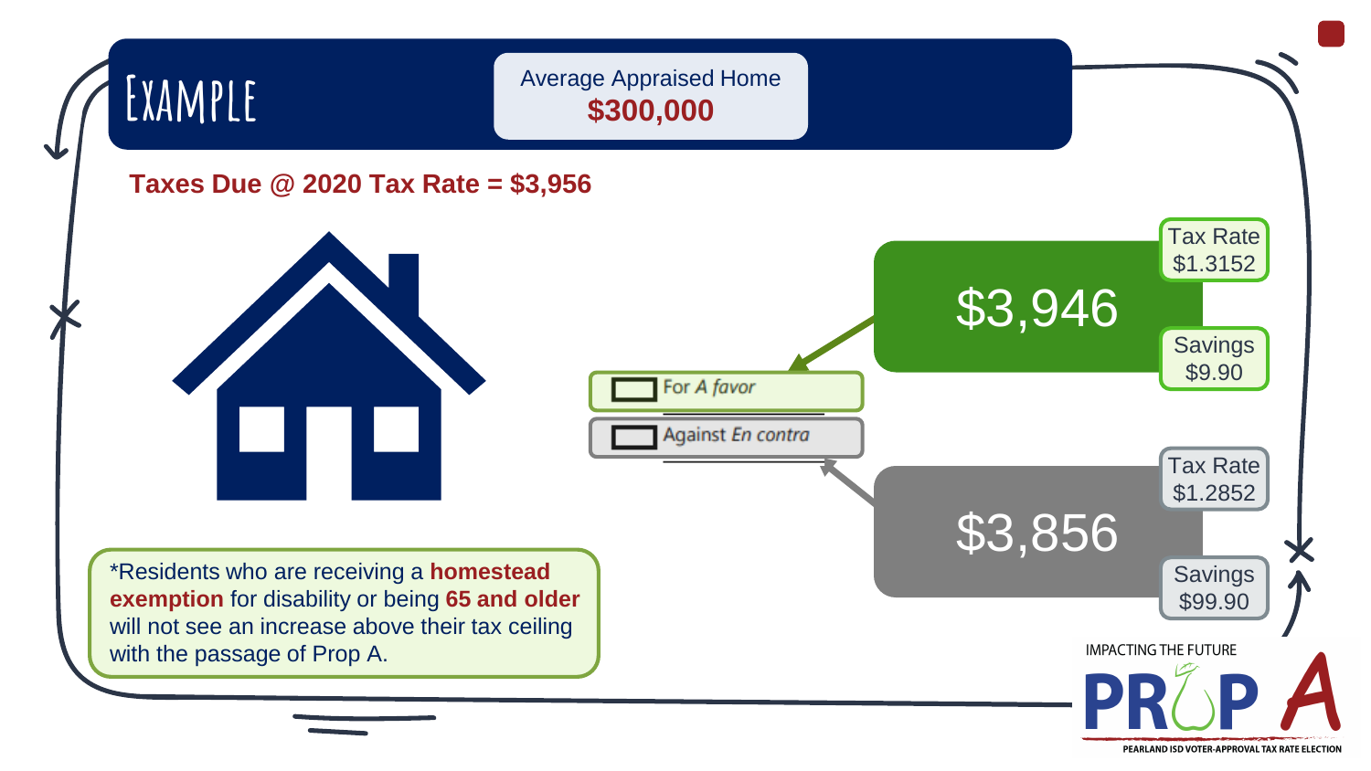# Example

Average Appraised Home
**$300,000**

**Taxes Due @ 2020 Tax Rate = $3,956**

For *A favor*

Against *En contra*

**$3,946**

Tax Rate $1.3152

Savings $9.90

**$3,856**

Tax Rate $1.2852

Savings $99.90

*Residents who are receiving a **homestead exemption** for disability or being **65 and older** will not see an increase above their tax ceiling with the passage of Prop A.

IMPACTING THE FUTURE

PROP A

PEARLAND ISD VOTER-APPROVAL TAX RATE ELECTION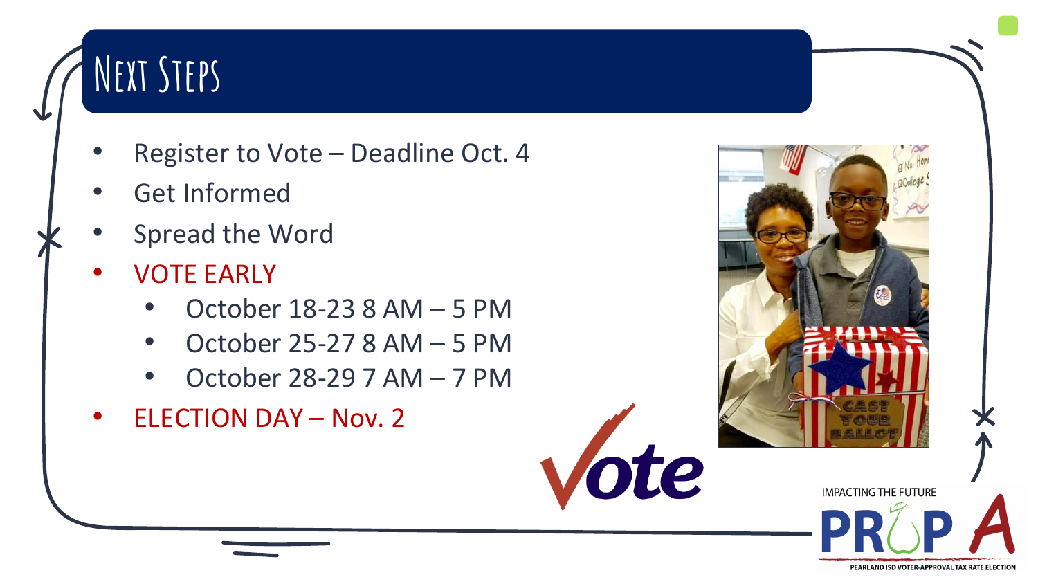# Next Steps

- Register to Vote – Deadline Oct. 4
- Get Informed
- Spread the Word
- VOTE EARLY
    - October 18-23 8 AM – 5 PM
    - October 25-27 8 AM – 5 PM
    - October 28-29 7 AM – 7 PM
- ELECTION DAY – Nov. 2

Vote

IMPACTING THE FUTURE

PROP A

PEARLAND ISD VOTER-APPROVAL TAX RATE ELECTION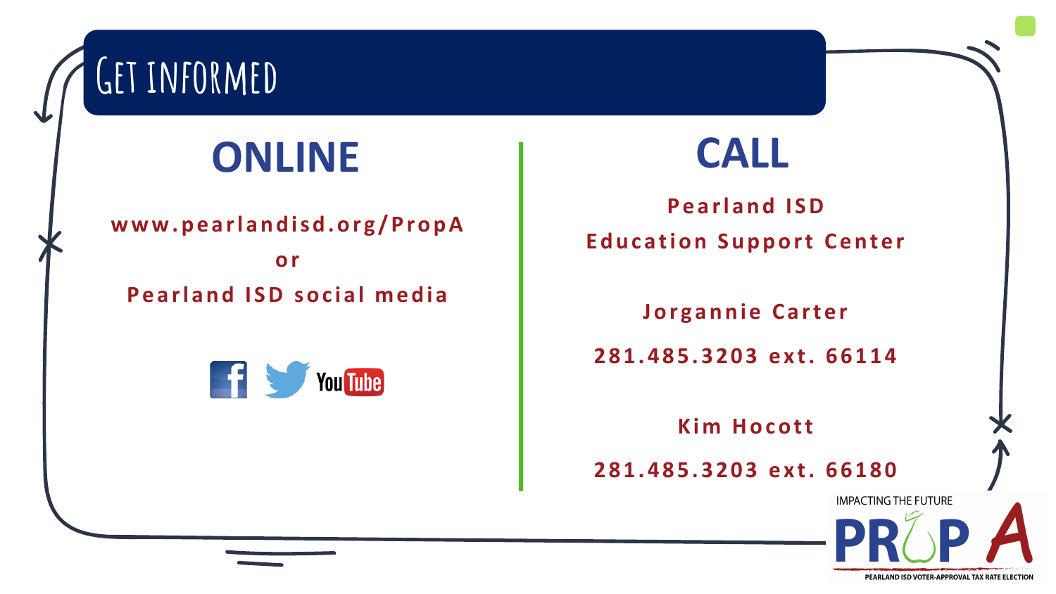# Get informed

## ONLINE

**www.pearlandisd.org/PropA**

**or**

**Pearland ISD social media**

## CALL

**Pearland ISD**

**Education Support Center**

**Jorgannie Carter**

**281.485.3203 ext. 66114**

**Kim Hocott**

**281.485.3203 ext. 66180**

IMPACTING THE FUTURE

PROP A

PEARLAND ISD VOTER-APPROVAL TAX RATE ELECTION